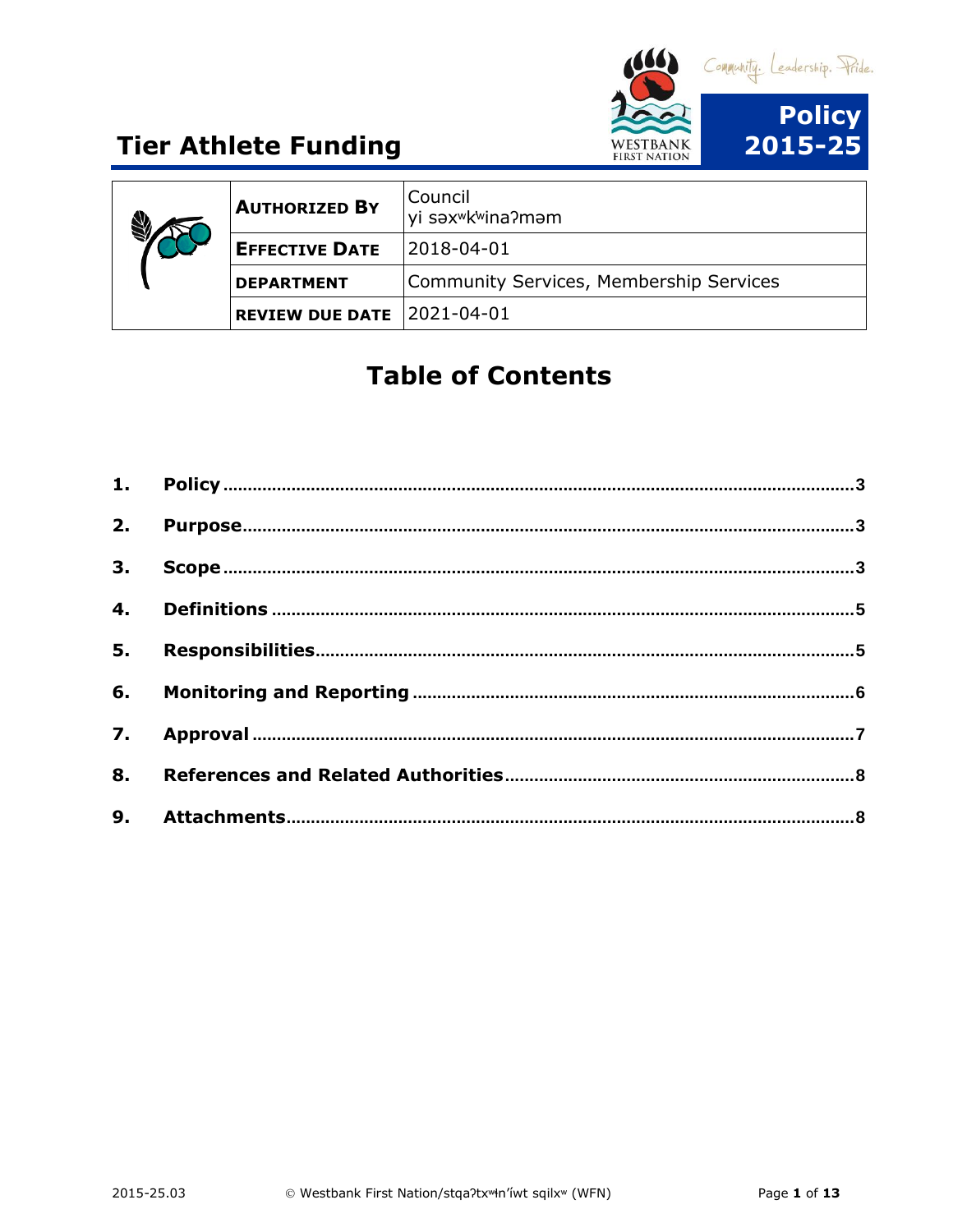# Tier Athlete Funding

Community. Leadership. Pride.

**Policy 2015-25**

| | |
|---|---|
| **AUTHORIZED BY** | Council<br>yi səxʷkʷinaʔməm |
| **EFFECTIVE DATE** | 2018-04-01 |
| **DEPARTMENT** | Community Services, Membership Services |
| **REVIEW DUE DATE** | 2021-04-01 |

## Table of Contents

1. **Policy** ....................................................................................................3
2. **Purpose**.................................................................................................3
3. **Scope** ....................................................................................................3
4. **Definitions** ............................................................................................5
5. **Responsibilities**.....................................................................................5
6. **Monitoring and Reporting** ....................................................................6
7. **Approval** ...............................................................................................7
8. **References and Related Authorities**......................................................8
9. **Attachments**..........................................................................................8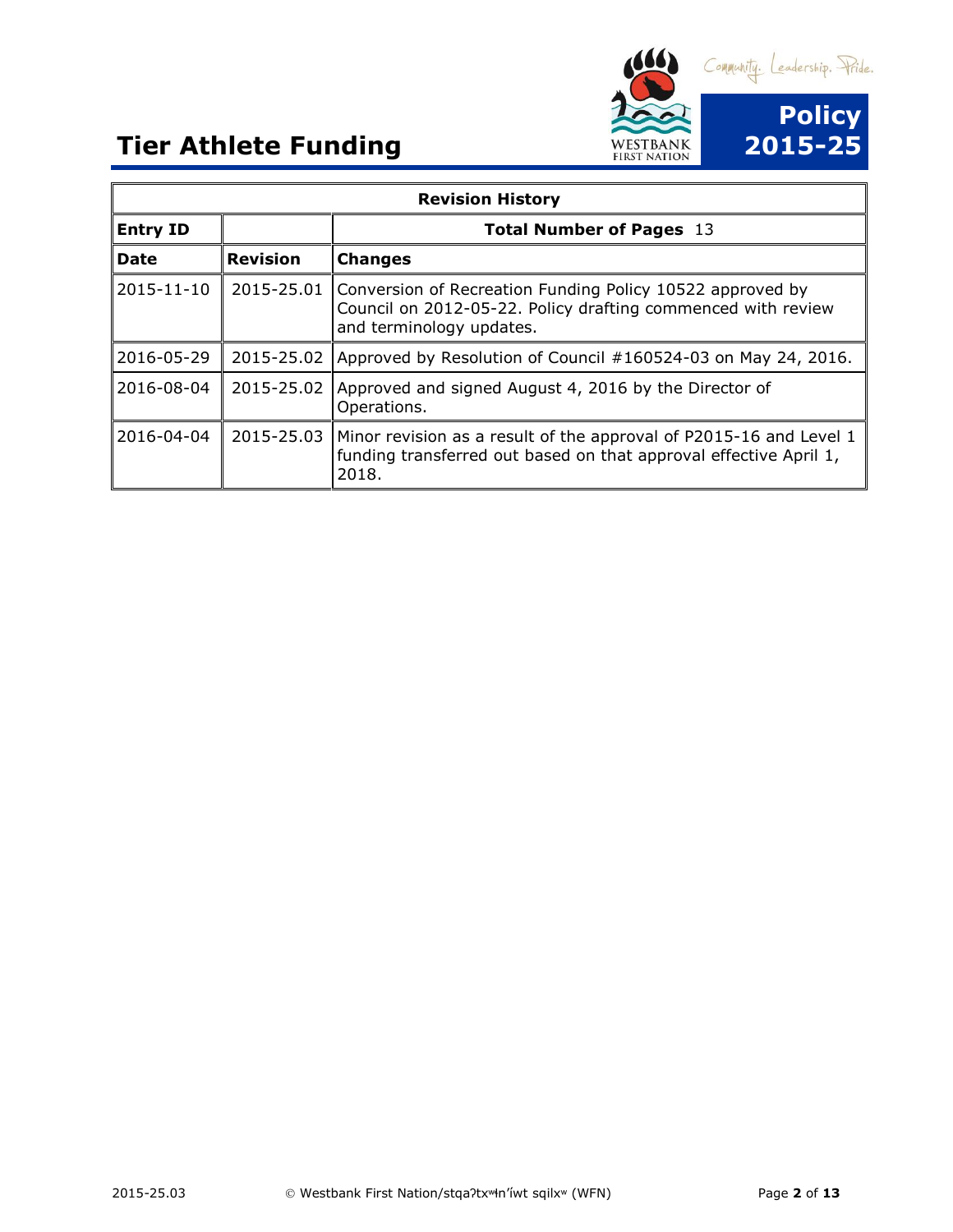# Tier Athlete Funding

Community. Leadership. Pride.

**Policy 2015-25**

| Revision History | | |
|---|---|---|
| **Entry ID** | | **Total Number of Pages** 13 |
| **Date** | **Revision** | **Changes** |
| 2015-11-10 | 2015-25.01 | Conversion of Recreation Funding Policy 10522 approved by Council on 2012-05-22. Policy drafting commenced with review and terminology updates. |
| 2016-05-29 | 2015-25.02 | Approved by Resolution of Council #160524-03 on May 24, 2016. |
| 2016-08-04 | 2015-25.02 | Approved and signed August 4, 2016 by the Director of Operations. |
| 2016-04-04 | 2015-25.03 | Minor revision as a result of the approval of P2015-16 and Level 1 funding transferred out based on that approval effective April 1, 2018. |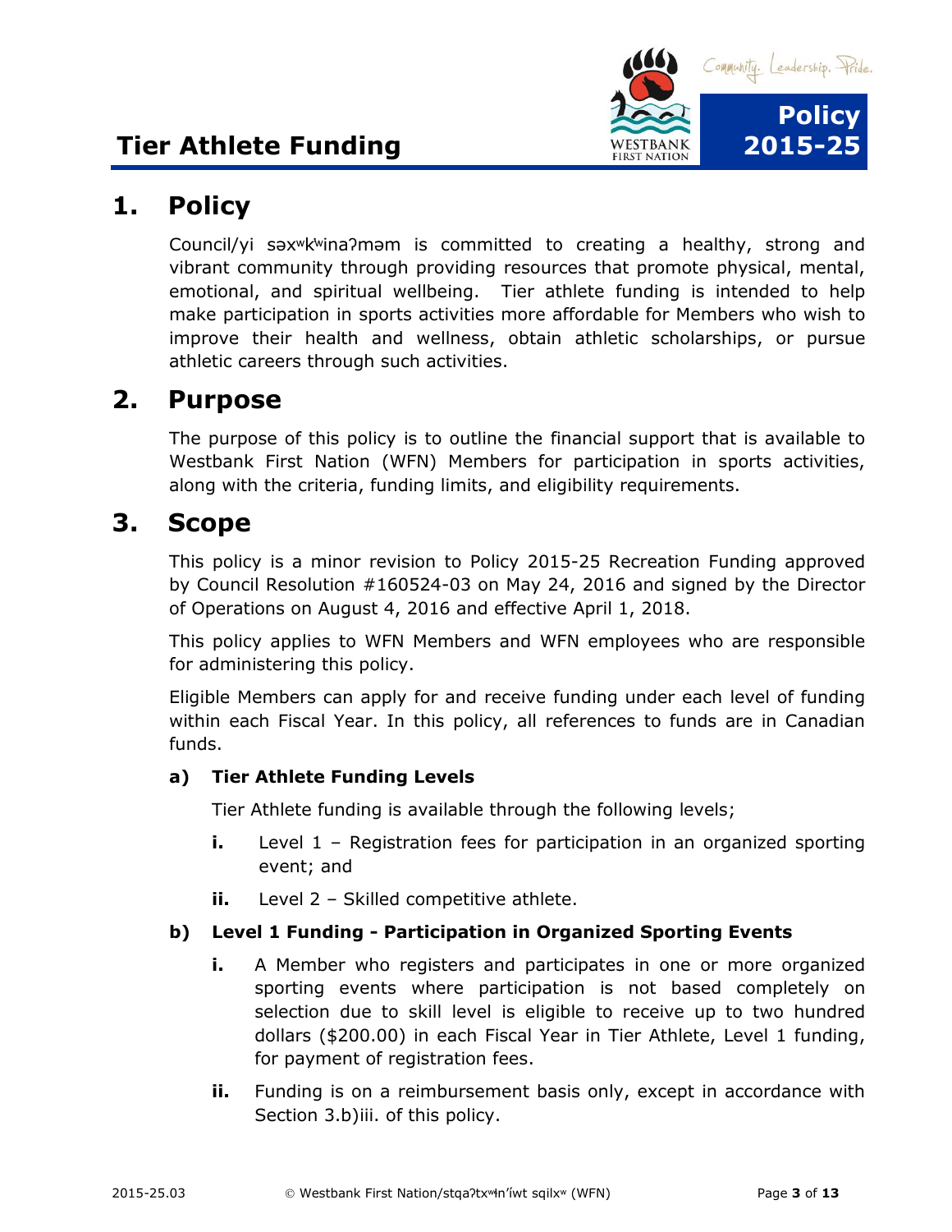# Tier Athlete Funding

**Policy 2015-25**

## 1. Policy

Council/yi səxʷkʷinaʔməm is committed to creating a healthy, strong and vibrant community through providing resources that promote physical, mental, emotional, and spiritual wellbeing. Tier athlete funding is intended to help make participation in sports activities more affordable for Members who wish to improve their health and wellness, obtain athletic scholarships, or pursue athletic careers through such activities.

## 2. Purpose

The purpose of this policy is to outline the financial support that is available to Westbank First Nation (WFN) Members for participation in sports activities, along with the criteria, funding limits, and eligibility requirements.

## 3. Scope

This policy is a minor revision to Policy 2015-25 Recreation Funding approved by Council Resolution #160524-03 on May 24, 2016 and signed by the Director of Operations on August 4, 2016 and effective April 1, 2018.

This policy applies to WFN Members and WFN employees who are responsible for administering this policy.

Eligible Members can apply for and receive funding under each level of funding within each Fiscal Year. In this policy, all references to funds are in Canadian funds.

### a) Tier Athlete Funding Levels

Tier Athlete funding is available through the following levels;

- **i.** Level 1 – Registration fees for participation in an organized sporting event; and
- **ii.** Level 2 – Skilled competitive athlete.

### b) Level 1 Funding - Participation in Organized Sporting Events

- **i.** A Member who registers and participates in one or more organized sporting events where participation is not based completely on selection due to skill level is eligible to receive up to two hundred dollars ($200.00) in each Fiscal Year in Tier Athlete, Level 1 funding, for payment of registration fees.
- **ii.** Funding is on a reimbursement basis only, except in accordance with Section 3.b)iii. of this policy.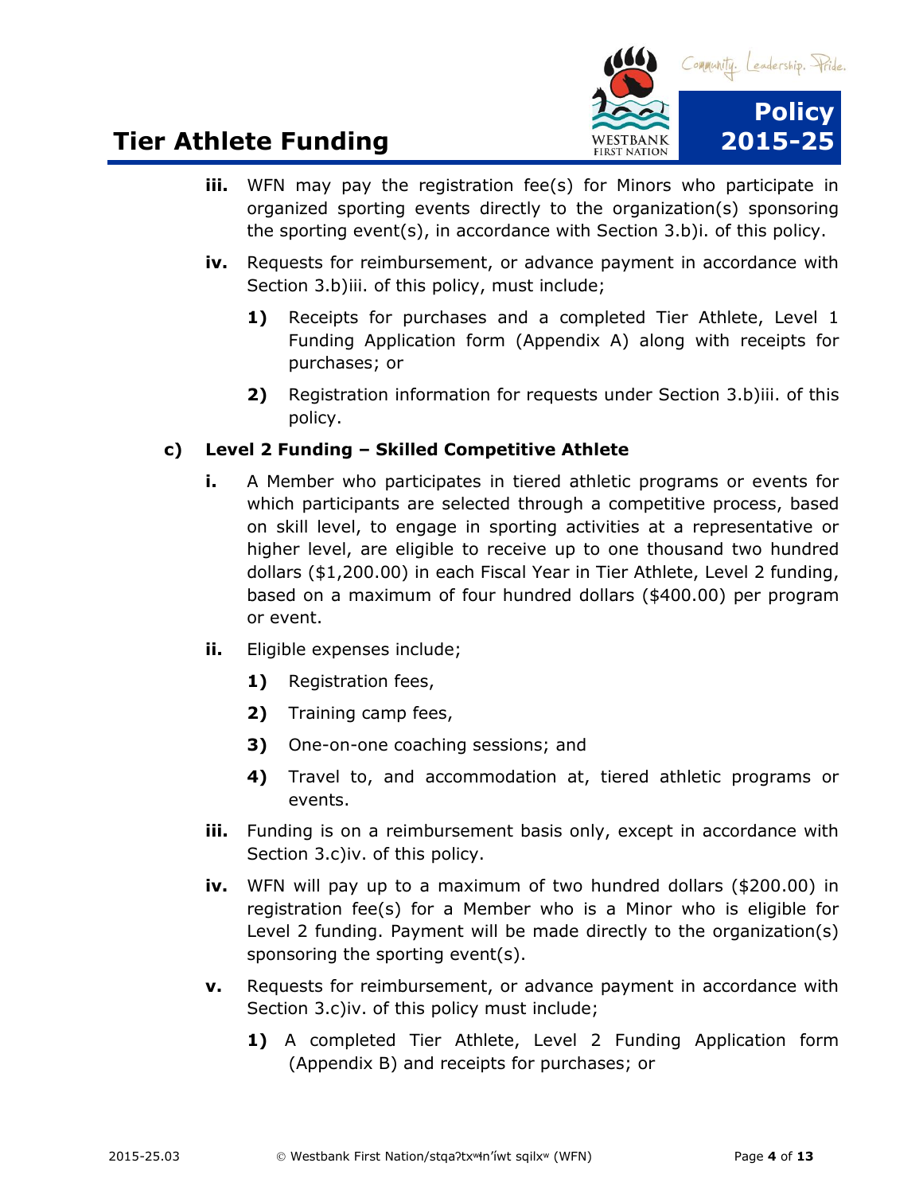iii. WFN may pay the registration fee(s) for Minors who participate in organized sporting events directly to the organization(s) sponsoring the sporting event(s), in accordance with Section 3.b)i. of this policy.

iv. Requests for reimbursement, or advance payment in accordance with Section 3.b)iii. of this policy, must include;

   1) Receipts for purchases and a completed Tier Athlete, Level 1 Funding Application form (Appendix A) along with receipts for purchases; or

   2) Registration information for requests under Section 3.b)iii. of this policy.

**c) Level 2 Funding – Skilled Competitive Athlete**

i. A Member who participates in tiered athletic programs or events for which participants are selected through a competitive process, based on skill level, to engage in sporting activities at a representative or higher level, are eligible to receive up to one thousand two hundred dollars ($1,200.00) in each Fiscal Year in Tier Athlete, Level 2 funding, based on a maximum of four hundred dollars ($400.00) per program or event.

ii. Eligible expenses include;

   1) Registration fees,

   2) Training camp fees,

   3) One-on-one coaching sessions; and

   4) Travel to, and accommodation at, tiered athletic programs or events.

iii. Funding is on a reimbursement basis only, except in accordance with Section 3.c)iv. of this policy.

iv. WFN will pay up to a maximum of two hundred dollars ($200.00) in registration fee(s) for a Member who is a Minor who is eligible for Level 2 funding. Payment will be made directly to the organization(s) sponsoring the sporting event(s).

v. Requests for reimbursement, or advance payment in accordance with Section 3.c)iv. of this policy must include;

   1) A completed Tier Athlete, Level 2 Funding Application form (Appendix B) and receipts for purchases; or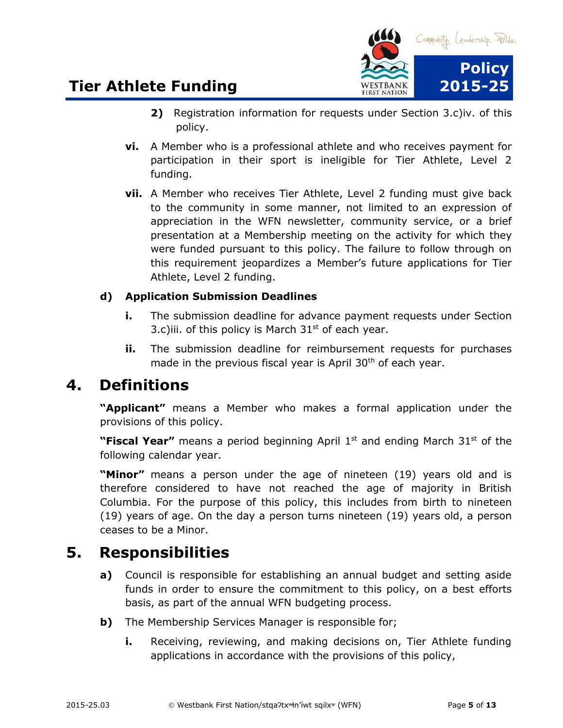2) Registration information for requests under Section 3.c)iv. of this policy.

**vi.** A Member who is a professional athlete and who receives payment for participation in their sport is ineligible for Tier Athlete, Level 2 funding.

**vii.** A Member who receives Tier Athlete, Level 2 funding must give back to the community in some manner, not limited to an expression of appreciation in the WFN newsletter, community service, or a brief presentation at a Membership meeting on the activity for which they were funded pursuant to this policy. The failure to follow through on this requirement jeopardizes a Member's future applications for Tier Athlete, Level 2 funding.

**d) Application Submission Deadlines**

**i.** The submission deadline for advance payment requests under Section 3.c)iii. of this policy is March 31st of each year.

**ii.** The submission deadline for reimbursement requests for purchases made in the previous fiscal year is April 30th of each year.

# 4. Definitions

**"Applicant"** means a Member who makes a formal application under the provisions of this policy.

**"Fiscal Year"** means a period beginning April 1st and ending March 31st of the following calendar year.

**"Minor"** means a person under the age of nineteen (19) years old and is therefore considered to have not reached the age of majority in British Columbia. For the purpose of this policy, this includes from birth to nineteen (19) years of age. On the day a person turns nineteen (19) years old, a person ceases to be a Minor.

# 5. Responsibilities

**a)** Council is responsible for establishing an annual budget and setting aside funds in order to ensure the commitment to this policy, on a best efforts basis, as part of the annual WFN budgeting process.

**b)** The Membership Services Manager is responsible for;

**i.** Receiving, reviewing, and making decisions on, Tier Athlete funding applications in accordance with the provisions of this policy,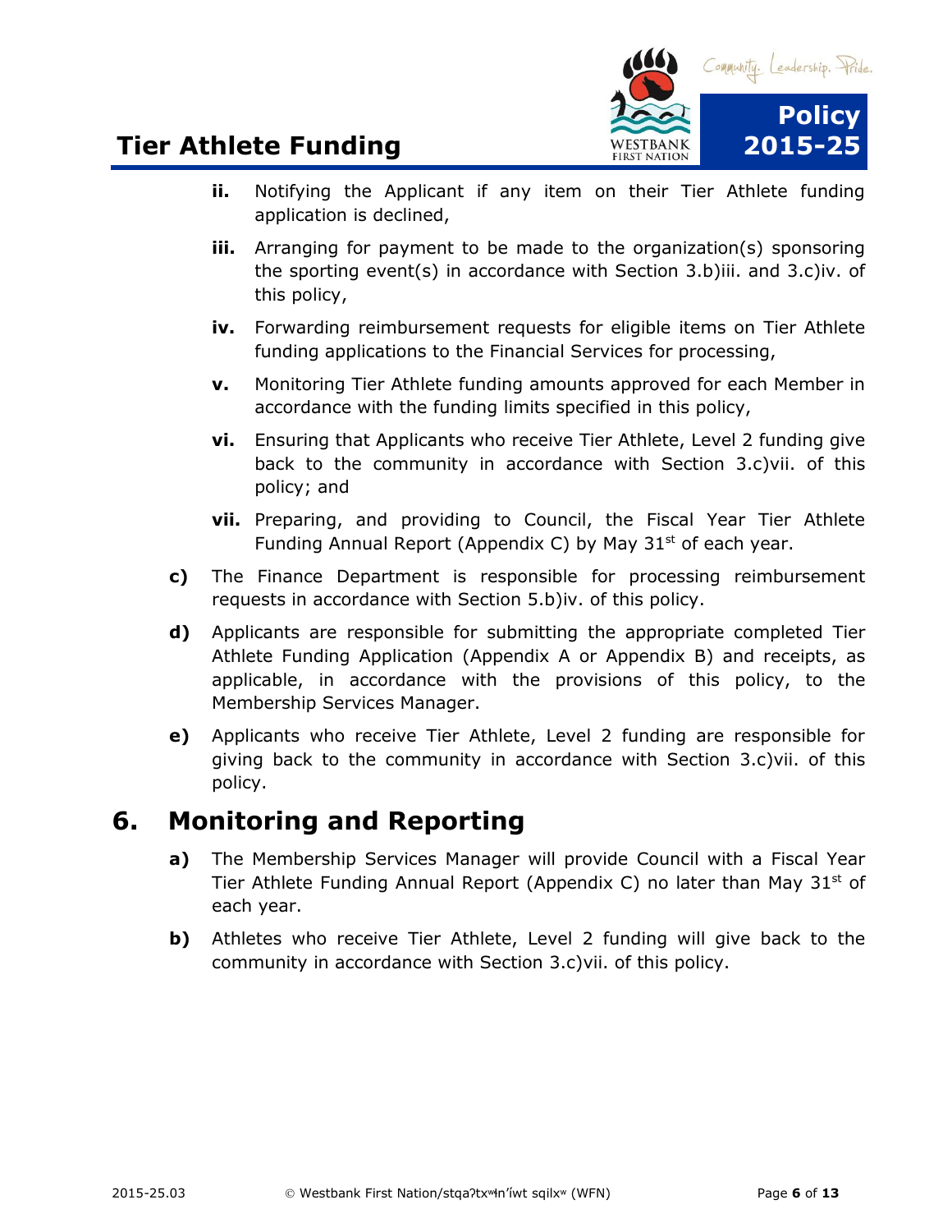ii. Notifying the Applicant if any item on their Tier Athlete funding application is declined,

iii. Arranging for payment to be made to the organization(s) sponsoring the sporting event(s) in accordance with Section 3.b)iii. and 3.c)iv. of this policy,

iv. Forwarding reimbursement requests for eligible items on Tier Athlete funding applications to the Financial Services for processing,

v. Monitoring Tier Athlete funding amounts approved for each Member in accordance with the funding limits specified in this policy,

vi. Ensuring that Applicants who receive Tier Athlete, Level 2 funding give back to the community in accordance with Section 3.c)vii. of this policy; and

vii. Preparing, and providing to Council, the Fiscal Year Tier Athlete Funding Annual Report (Appendix C) by May 31st of each year.

**c)** The Finance Department is responsible for processing reimbursement requests in accordance with Section 5.b)iv. of this policy.

**d)** Applicants are responsible for submitting the appropriate completed Tier Athlete Funding Application (Appendix A or Appendix B) and receipts, as applicable, in accordance with the provisions of this policy, to the Membership Services Manager.

**e)** Applicants who receive Tier Athlete, Level 2 funding are responsible for giving back to the community in accordance with Section 3.c)vii. of this policy.

# 6. Monitoring and Reporting

**a)** The Membership Services Manager will provide Council with a Fiscal Year Tier Athlete Funding Annual Report (Appendix C) no later than May 31st of each year.

**b)** Athletes who receive Tier Athlete, Level 2 funding will give back to the community in accordance with Section 3.c)vii. of this policy.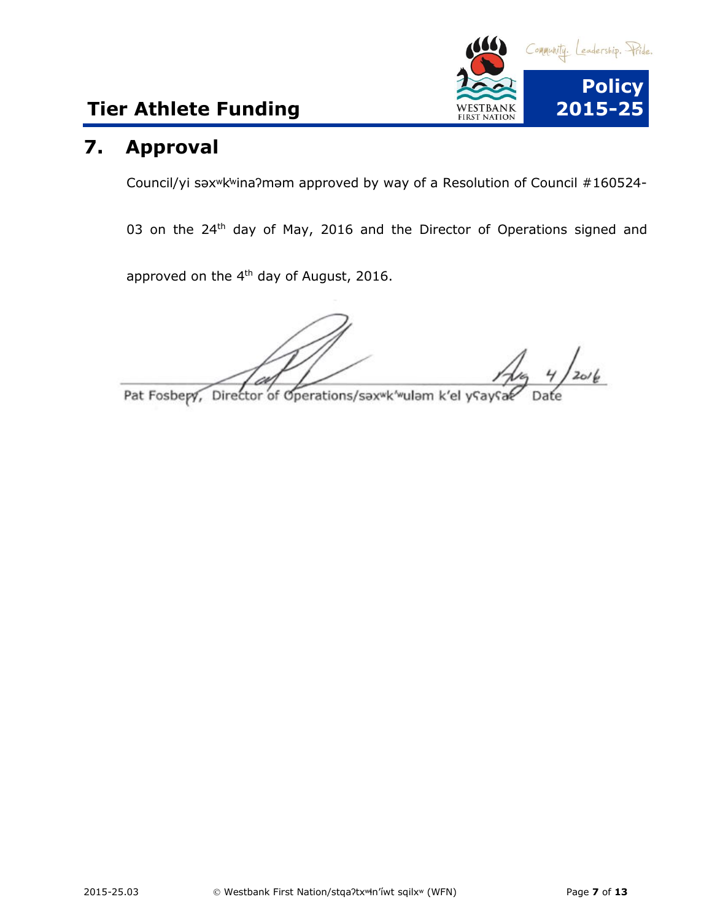## 7. Approval

Council/yi səxʷkʷinaʔməm approved by way of a Resolution of Council #160524-03 on the 24th day of May, 2016 and the Director of Operations signed and approved on the 4th day of August, 2016.

Aug 4/2016

Pat Fosbery, Director of Operations/səxʷkʼʷuləm kʼel yʕayʕat     Date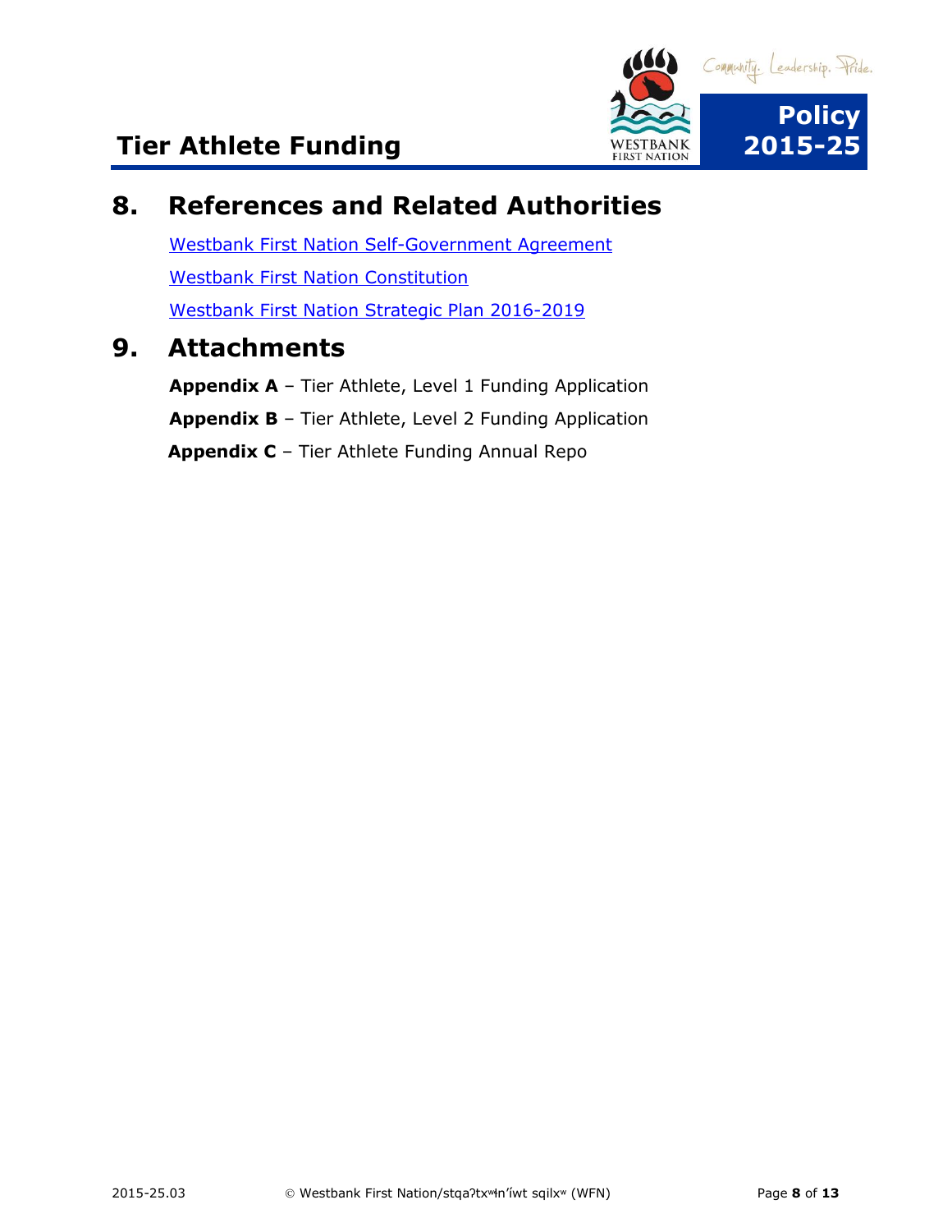## 8. References and Related Authorities

Westbank First Nation Self-Government Agreement

Westbank First Nation Constitution

Westbank First Nation Strategic Plan 2016-2019

## 9. Attachments

**Appendix A** – Tier Athlete, Level 1 Funding Application

**Appendix B** – Tier Athlete, Level 2 Funding Application

**Appendix C** – Tier Athlete Funding Annual Repo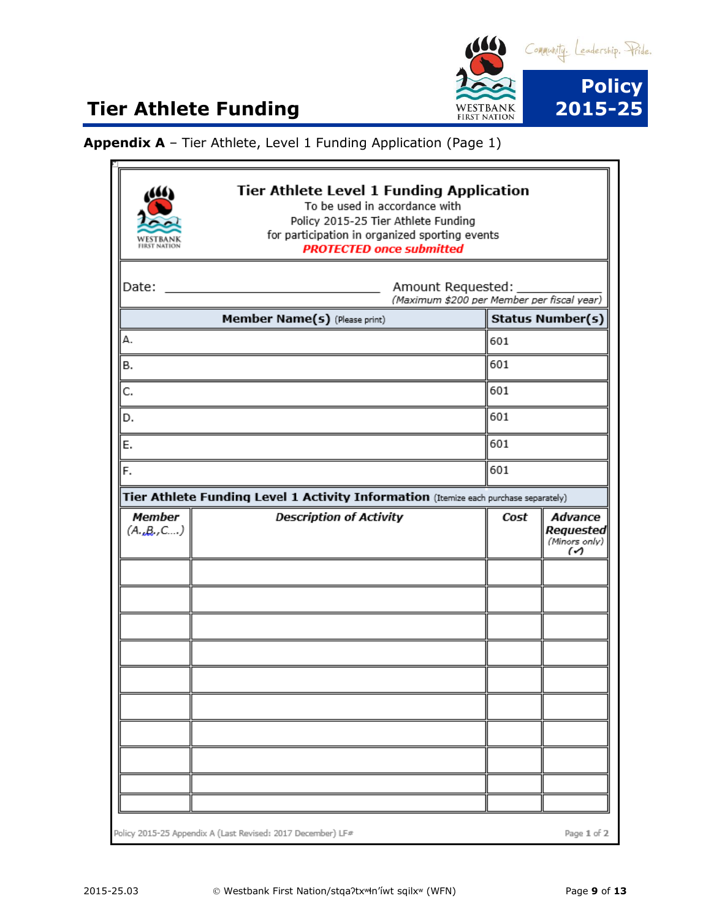## Appendix A – Tier Athlete, Level 1 Funding Application (Page 1)

### Tier Athlete Level 1 Funding Application

To be used in accordance with
Policy 2015-25 Tier Athlete Funding
for participation in organized sporting events
***PROTECTED once submitted***

Date: ______________________________ Amount Requested: ____________
*(Maximum $200 per Member per fiscal year)*

| **Member Name(s)** (Please print) | **Status Number(s)** |
|---|---|
| A. | 601 |
| B. | 601 |
| C. | 601 |
| D. | 601 |
| E. | 601 |
| F. | 601 |

**Tier Athlete Funding Level 1 Activity Information** (Itemize each purchase separately)

| ***Member*** *(A.,B.,C...)* | ***Description of Activity*** | ***Cost*** | ***Advance Requested*** *(Minors only)* *(✓)* |
|---|---|---|---|
| | | | |
| | | | |
| | | | |
| | | | |
| | | | |
| | | | |
| | | | |
| | | | |
| | | | |
| | | | |

Policy 2015-25 Appendix A (Last Revised: 2017 December) LF#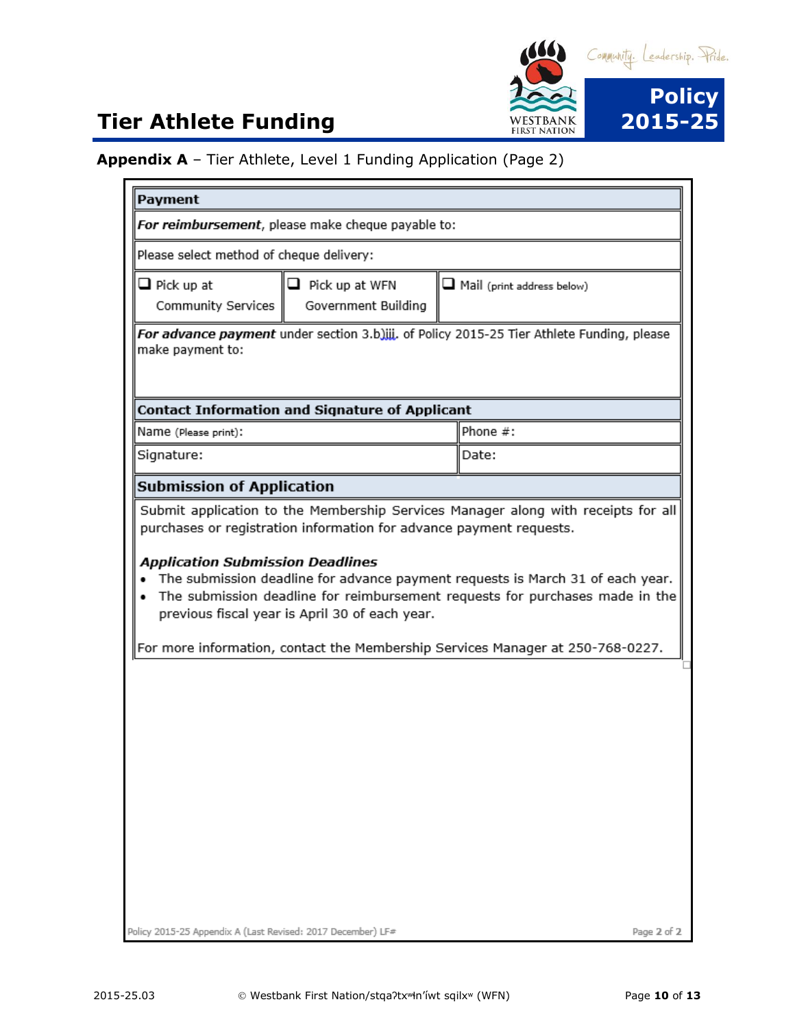## Tier Athlete Funding

**Appendix A** – Tier Athlete, Level 1 Funding Application (Page 2)

| **Payment** | | |
|---|---|---|
| ***For reimbursement***, please make cheque payable to: | | |
| Please select method of cheque delivery: | | |
| ❑ Pick up at Community Services | ❑ Pick up at WFN Government Building | ❑ Mail (print address below) |
| ***For advance payment*** under section 3.b)iii. of Policy 2015-25 Tier Athlete Funding, please make payment to: | | |

| **Contact Information and Signature of Applicant** | |
|---|---|
| Name (Please print): | Phone #: |
| Signature: | Date: |

**Submission of Application**

Submit application to the Membership Services Manager along with receipts for all purchases or registration information for advance payment requests.

***Application Submission Deadlines***

- The submission deadline for advance payment requests is March 31 of each year.
- The submission deadline for reimbursement requests for purchases made in the previous fiscal year is April 30 of each year.

For more information, contact the Membership Services Manager at 250-768-0227.

Policy 2015-25 Appendix A (Last Revised: 2017 December) LF#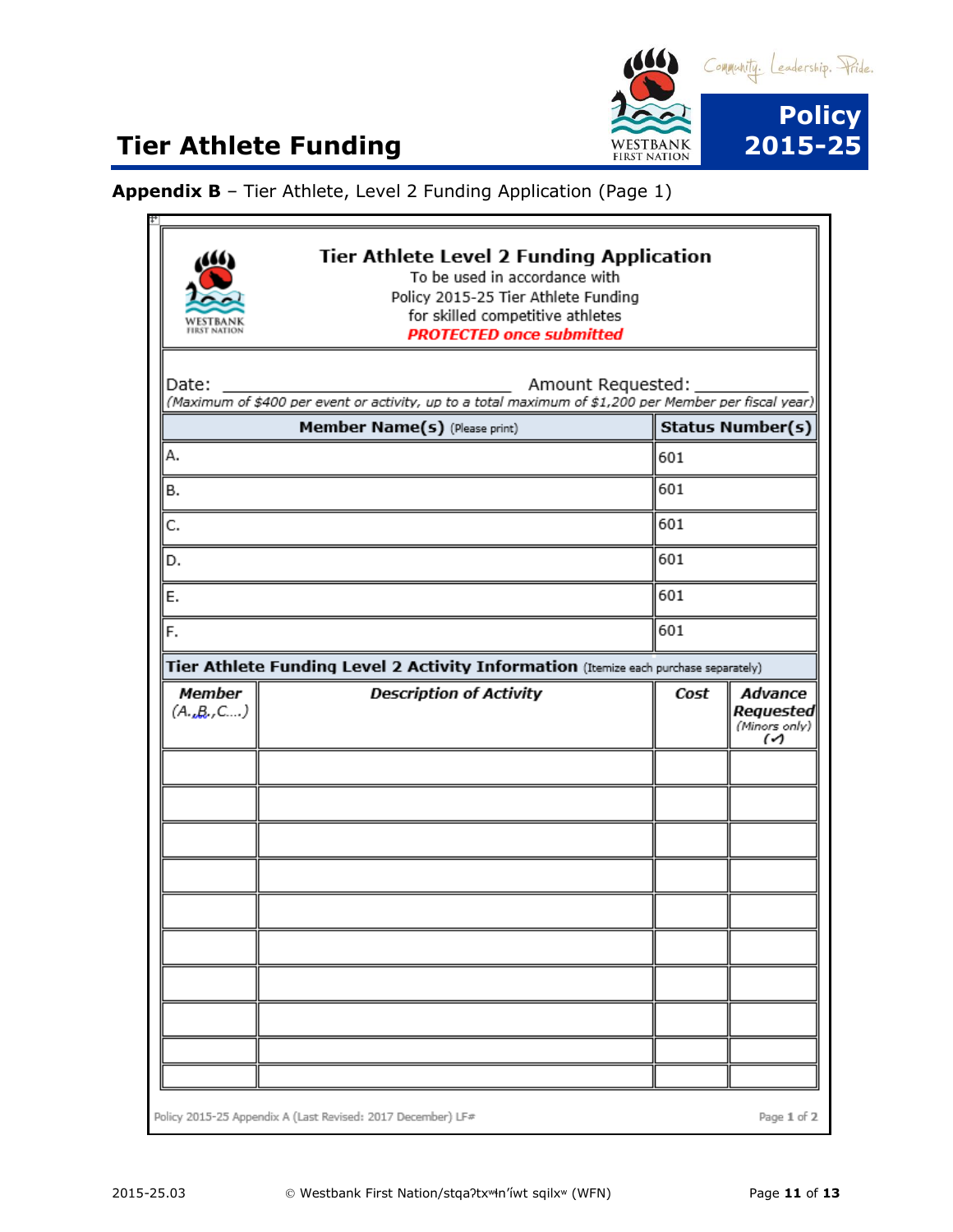## Tier Athlete Funding

**Appendix B** – Tier Athlete, Level 2 Funding Application (Page 1)

### Tier Athlete Level 2 Funding Application

To be used in accordance with
Policy 2015-25 Tier Athlete Funding
for skilled competitive athletes
***PROTECTED once submitted***

Date: ______________________________ Amount Requested: __________
*(Maximum of $400 per event or activity, up to a total maximum of $1,200 per Member per fiscal year)*

| **Member Name(s)** (Please print) | **Status Number(s)** |
|---|---|
| A. | 601 |
| B. | 601 |
| C. | 601 |
| D. | 601 |
| E. | 601 |
| F. | 601 |

**Tier Athlete Funding Level 2 Activity Information** (Itemize each purchase separately)

| ***Member*** *(A.,B.,C....)* | ***Description of Activity*** | ***Cost*** | ***Advance Requested*** *(Minors only)* (✓) |
|---|---|---|---|
| | | | |
| | | | |
| | | | |
| | | | |
| | | | |
| | | | |
| | | | |
| | | | |
| | | | |
| | | | |

Policy 2015-25 Appendix A (Last Revised: 2017 December) LF#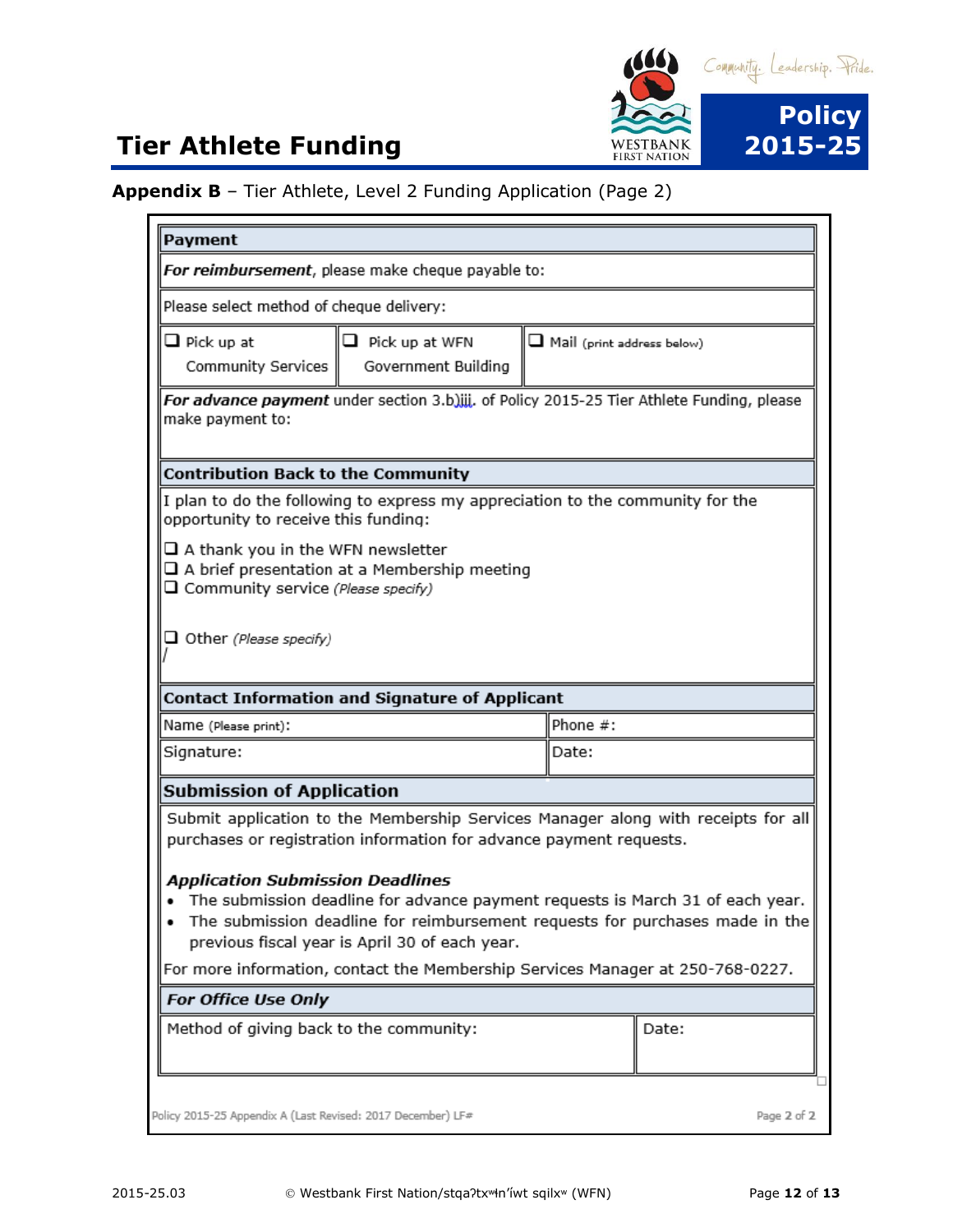## Tier Athlete Funding

**Appendix B** – Tier Athlete, Level 2 Funding Application (Page 2)

| **Payment** | | |
|---|---|---|
| ***For reimbursement***, please make cheque payable to: | | |
| Please select method of cheque delivery: | | |
| ❑ Pick up at Community Services | ❑ Pick up at WFN Government Building | ❑ Mail (print address below) |
| ***For advance payment*** under section 3.b)iii. of Policy 2015-25 Tier Athlete Funding, please make payment to: | | |

| **Contribution Back to the Community** |
|---|
| I plan to do the following to express my appreciation to the community for the opportunity to receive this funding: |
| ❑ A thank you in the WFN newsletter<br>❑ A brief presentation at a Membership meeting<br>❑ Community service *(Please specify)*<br><br>❑ Other *(Please specify)* |

| **Contact Information and Signature of Applicant** | |
|---|---|
| Name (Please print): | Phone #: |
| Signature: | Date: |

**Submission of Application**

Submit application to the Membership Services Manager along with receipts for all purchases or registration information for advance payment requests.

***Application Submission Deadlines***

- The submission deadline for advance payment requests is March 31 of each year.
- The submission deadline for reimbursement requests for purchases made in the previous fiscal year is April 30 of each year.

For more information, contact the Membership Services Manager at 250-768-0227.

| ***For Office Use Only*** | |
|---|---|
| Method of giving back to the community: | Date: |

Policy 2015-25 Appendix A (Last Revised: 2017 December) LF#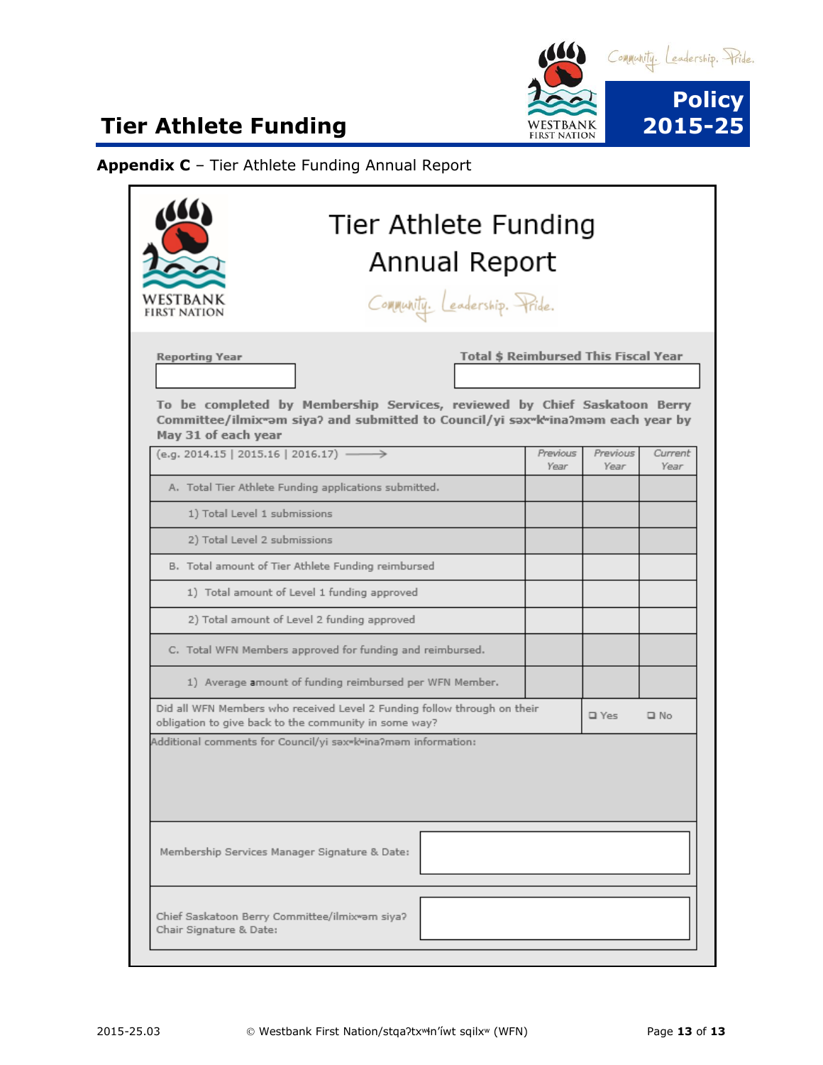**Appendix C** – Tier Athlete Funding Annual Report

# Tier Athlete Funding Annual Report

Community. Leadership. Pride.

**Reporting Year**

**Total $ Reimbursed This Fiscal Year**

**To be completed by Membership Services, reviewed by Chief Saskatoon Berry Committee/ilmixʷəm siyaʔ and submitted to Council/yi səxʷkʷinaʔməm each year by May 31 of each year**

| (e.g. 2014.15 \| 2015.16 \| 2016.17) ⟶ | *Previous Year* | *Previous Year* | *Current Year* |
|---|---|---|---|
| A. Total Tier Athlete Funding applications submitted. | | | |
| 1) Total Level 1 submissions | | | |
| 2) Total Level 2 submissions | | | |
| B. Total amount of Tier Athlete Funding reimbursed | | | |
| 1) Total amount of Level 1 funding approved | | | |
| 2) Total amount of Level 2 funding approved | | | |
| C. Total WFN Members approved for funding and reimbursed. | | | |
| 1) Average amount of funding reimbursed per WFN Member. | | | |

Did all WFN Members who received Level 2 Funding follow through on their obligation to give back to the community in some way? ☐ Yes ☐ No

Additional comments for Council/yi səxʷkʷinaʔmam information:

Membership Services Manager Signature & Date:

Chief Saskatoon Berry Committee/ilmixʷəm siyaʔ Chair Signature & Date: